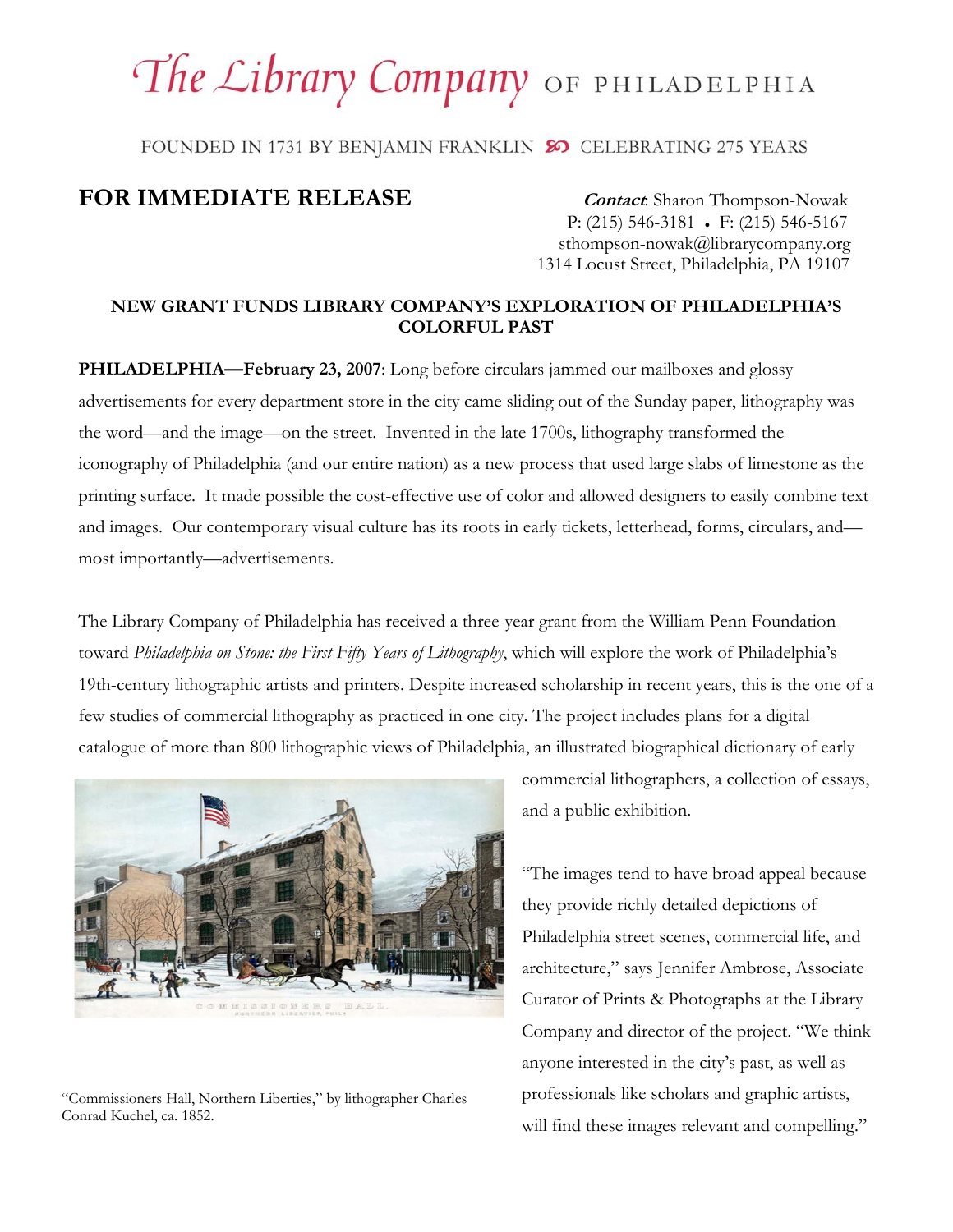# The Library Company OF PHILADELPHIA

FOUNDED IN 1731 BY BENJAMIN FRANKLIN ✿ CELEBRATING 275 YEARS

**FOR IMMEDIATE RELEASE**

***Contact***: Sharon Thompson-Nowak
P: (215) 546-3181 • F: (215) 546-5167
sthompson-nowak@librarycompany.org
1314 Locust Street, Philadelphia, PA 19107

## NEW GRANT FUNDS LIBRARY COMPANY'S EXPLORATION OF PHILADELPHIA'S COLORFUL PAST

**PHILADELPHIA—February 23, 2007**: Long before circulars jammed our mailboxes and glossy advertisements for every department store in the city came sliding out of the Sunday paper, lithography was the word—and the image—on the street. Invented in the late 1700s, lithography transformed the iconography of Philadelphia (and our entire nation) as a new process that used large slabs of limestone as the printing surface. It made possible the cost-effective use of color and allowed designers to easily combine text and images. Our contemporary visual culture has its roots in early tickets, letterhead, forms, circulars, and—most importantly—advertisements.

The Library Company of Philadelphia has received a three-year grant from the William Penn Foundation toward *Philadelphia on Stone: the First Fifty Years of Lithography*, which will explore the work of Philadelphia's 19th-century lithographic artists and printers. Despite increased scholarship in recent years, this is the one of a few studies of commercial lithography as practiced in one city. The project includes plans for a digital catalogue of more than 800 lithographic views of Philadelphia, an illustrated biographical dictionary of early commercial lithographers, a collection of essays, and a public exhibition.

"Commissioners Hall, Northern Liberties," by lithographer Charles Conrad Kuchel, ca. 1852.

"The images tend to have broad appeal because they provide richly detailed depictions of Philadelphia street scenes, commercial life, and architecture," says Jennifer Ambrose, Associate Curator of Prints & Photographs at the Library Company and director of the project. "We think anyone interested in the city's past, as well as professionals like scholars and graphic artists, will find these images relevant and compelling."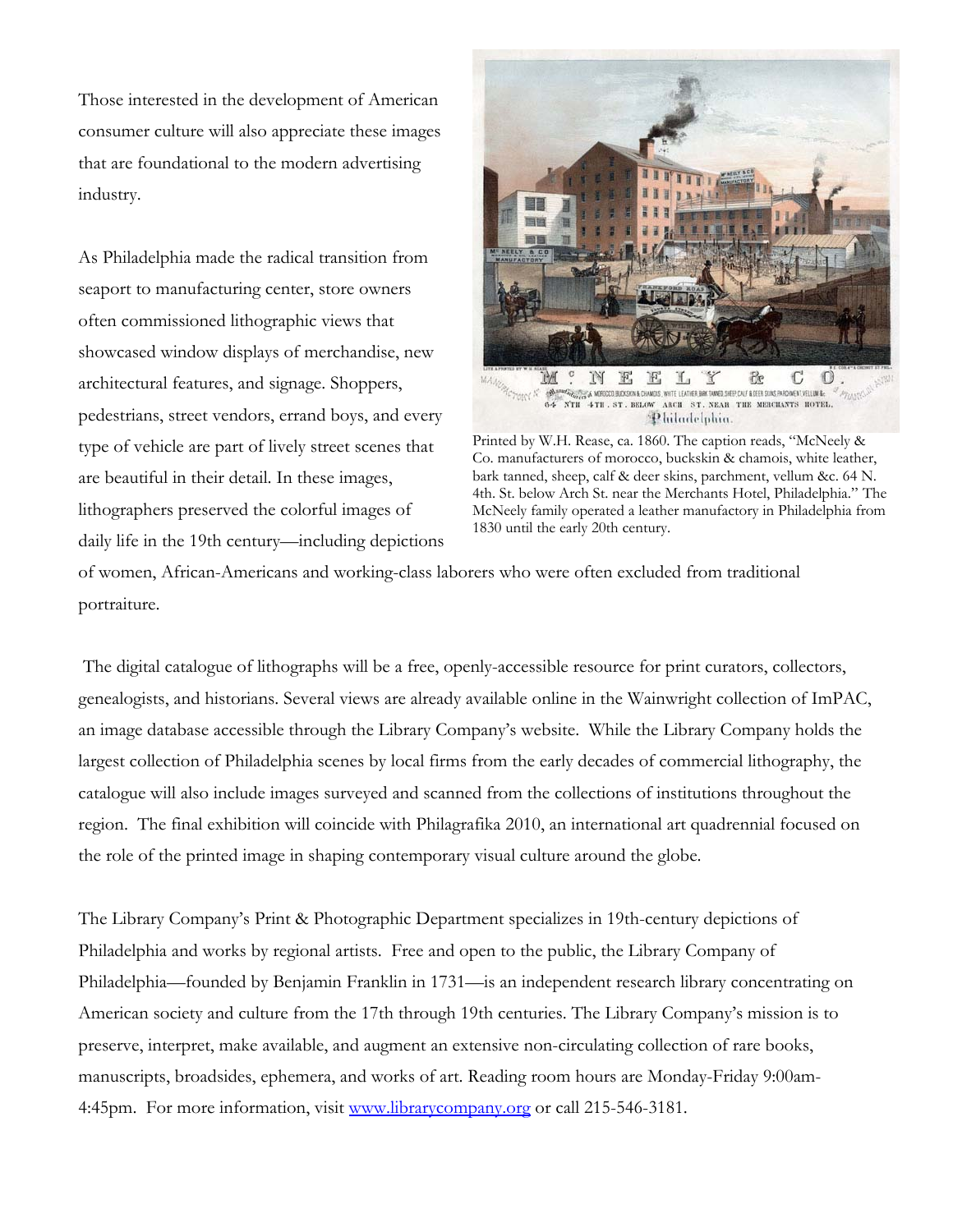Those interested in the development of American consumer culture will also appreciate these images that are foundational to the modern advertising industry.

As Philadelphia made the radical transition from seaport to manufacturing center, store owners often commissioned lithographic views that showcased window displays of merchandise, new architectural features, and signage. Shoppers, pedestrians, street vendors, errand boys, and every type of vehicle are part of lively street scenes that are beautiful in their detail. In these images, lithographers preserved the colorful images of daily life in the 19th century—including depictions of women, African-Americans and working-class laborers who were often excluded from traditional portraiture.

Printed by W.H. Rease, ca. 1860. The caption reads, "McNeely & Co. manufacturers of morocco, buckskin & chamois, white leather, bark tanned, sheep, calf & deer skins, parchment, vellum &c. 64 N. 4th. St. below Arch St. near the Merchants Hotel, Philadelphia." The McNeely family operated a leather manufactory in Philadelphia from 1830 until the early 20th century.

The digital catalogue of lithographs will be a free, openly-accessible resource for print curators, collectors, genealogists, and historians. Several views are already available online in the Wainwright collection of ImPAC, an image database accessible through the Library Company's website. While the Library Company holds the largest collection of Philadelphia scenes by local firms from the early decades of commercial lithography, the catalogue will also include images surveyed and scanned from the collections of institutions throughout the region. The final exhibition will coincide with Philagrafika 2010, an international art quadrennial focused on the role of the printed image in shaping contemporary visual culture around the globe.

The Library Company's Print & Photographic Department specializes in 19th-century depictions of Philadelphia and works by regional artists. Free and open to the public, the Library Company of Philadelphia—founded by Benjamin Franklin in 1731—is an independent research library concentrating on American society and culture from the 17th through 19th centuries. The Library Company's mission is to preserve, interpret, make available, and augment an extensive non-circulating collection of rare books, manuscripts, broadsides, ephemera, and works of art. Reading room hours are Monday-Friday 9:00am-4:45pm. For more information, visit [www.librarycompany.org](http://www.librarycompany.org) or call 215-546-3181.